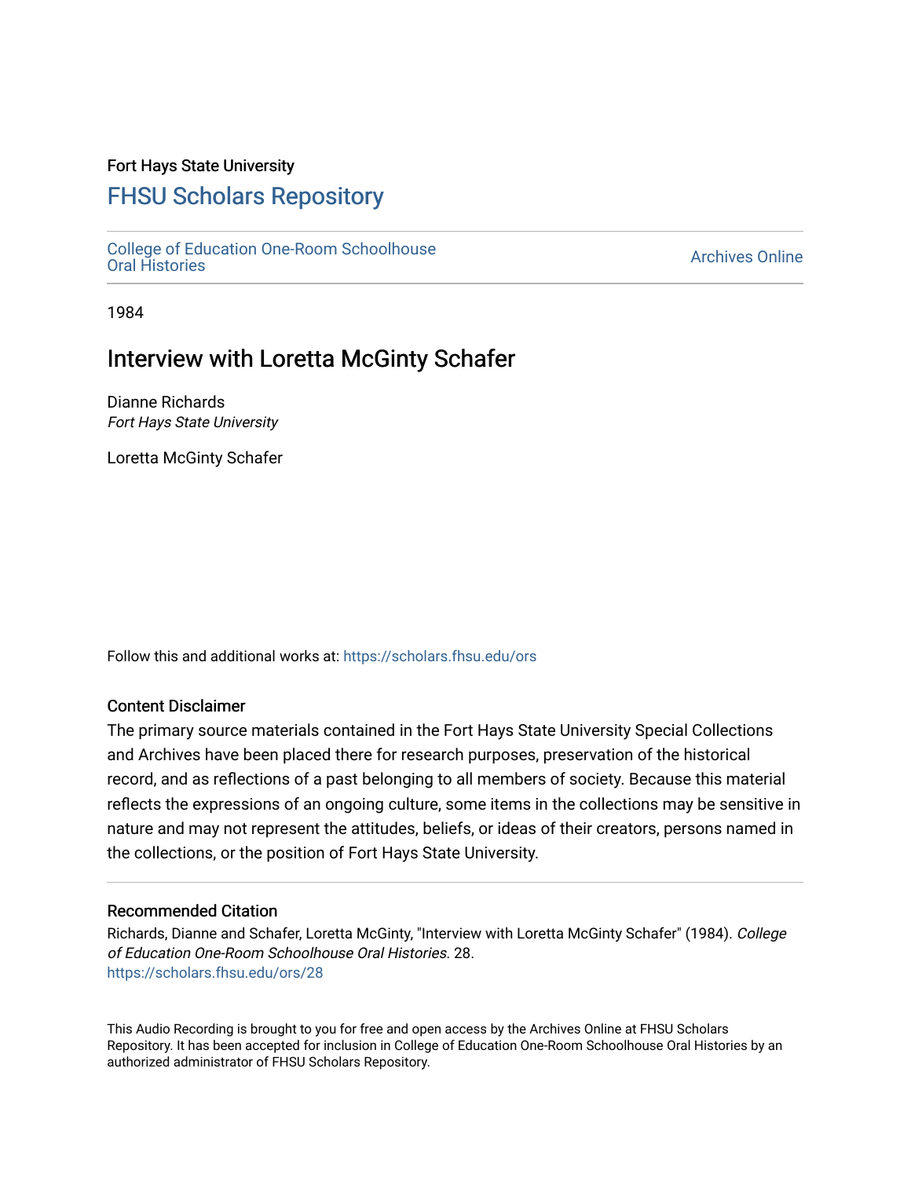Fort Hays State University

# FHSU Scholars Repository

College of Education One-Room Schoolhouse Oral Histories

Archives Online

1984

## Interview with Loretta McGinty Schafer

Dianne Richards
*Fort Hays State University*

Loretta McGinty Schafer

Follow this and additional works at: https://scholars.fhsu.edu/ors

### Content Disclaimer

The primary source materials contained in the Fort Hays State University Special Collections and Archives have been placed there for research purposes, preservation of the historical record, and as reflections of a past belonging to all members of society. Because this material reflects the expressions of an ongoing culture, some items in the collections may be sensitive in nature and may not represent the attitudes, beliefs, or ideas of their creators, persons named in the collections, or the position of Fort Hays State University.

### Recommended Citation

Richards, Dianne and Schafer, Loretta McGinty, "Interview with Loretta McGinty Schafer" (1984). *College of Education One-Room Schoolhouse Oral Histories*. 28.
https://scholars.fhsu.edu/ors/28

This Audio Recording is brought to you for free and open access by the Archives Online at FHSU Scholars Repository. It has been accepted for inclusion in College of Education One-Room Schoolhouse Oral Histories by an authorized administrator of FHSU Scholars Repository.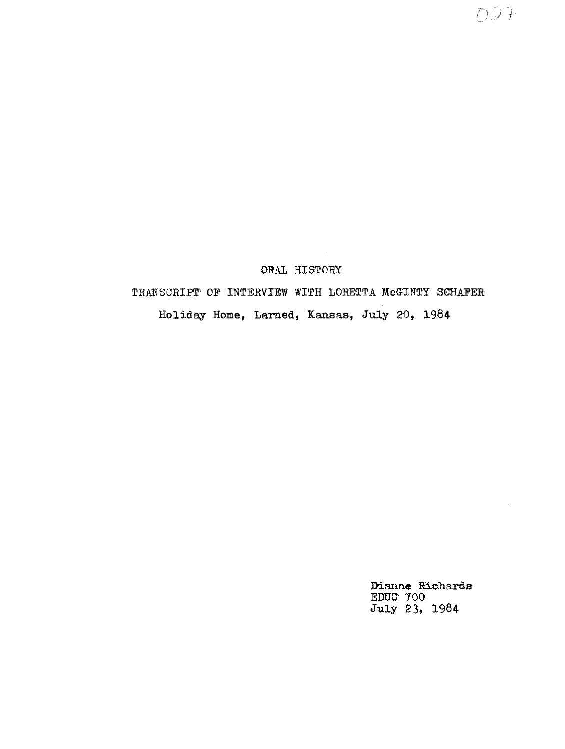ORAL HISTORY

TRANSCRIPT OF INTERVIEW WITH LORETTA McGINTY SCHAFER

Holiday Home, Larned, Kansas, July 20, 1984

Dianne Richards
EDUC 700
July 23, 1984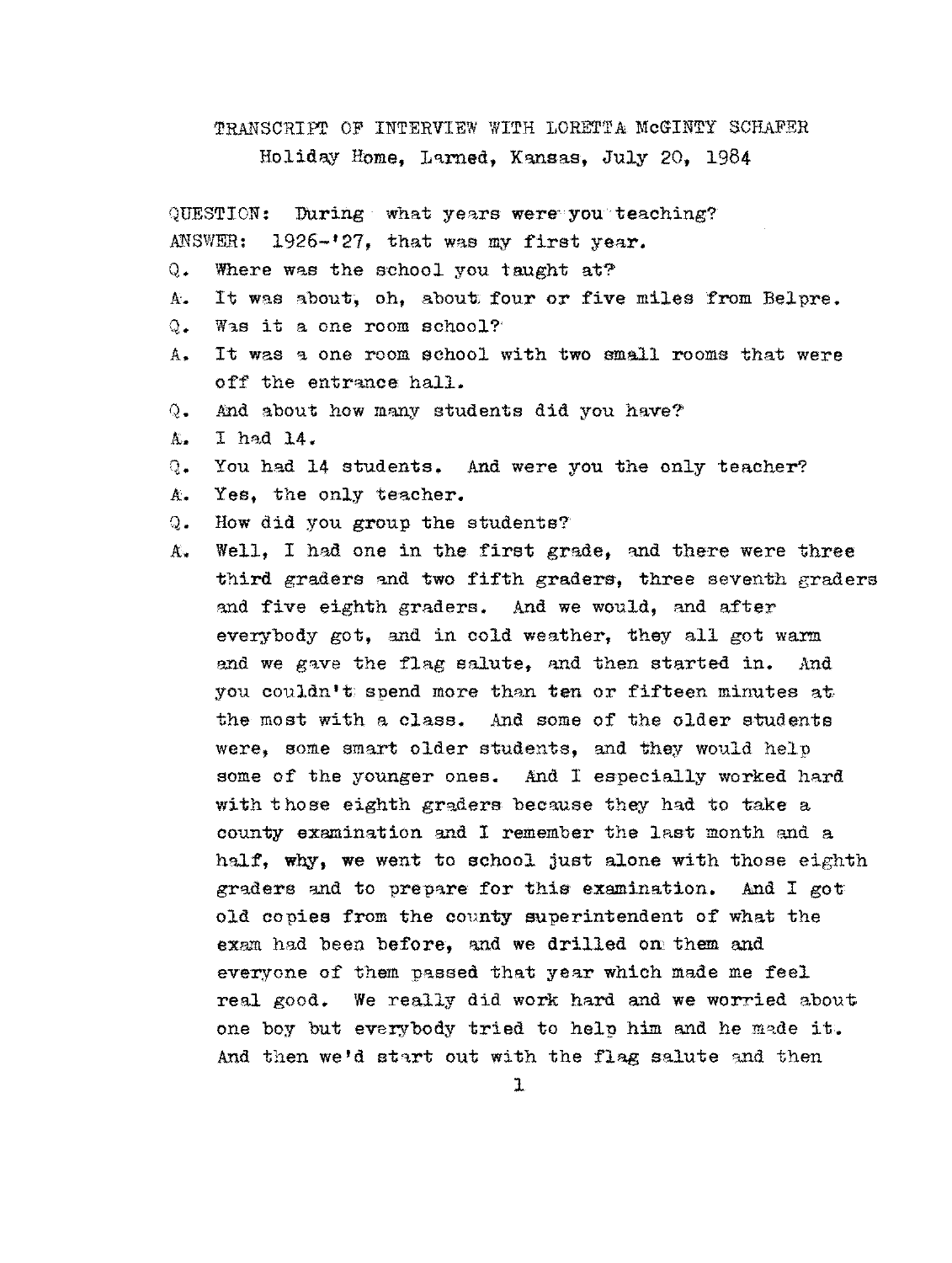TRANSCRIPT OF INTERVIEW WITH LORETTA McGINTY SCHAFER

Holiday Home, Larned, Kansas, July 20, 1984

QUESTION: During what years were you teaching?

ANSWER: 1926-'27, that was my first year.

Q. Where was the school you taught at?

A. It was about, oh, about four or five miles from Belpre.

Q. Was it a one room school?

A. It was a one room school with two small rooms that were off the entrance hall.

Q. And about how many students did you have?

A. I had 14.

Q. You had 14 students. And were you the only teacher?

A. Yes, the only teacher.

Q. How did you group the students?

A. Well, I had one in the first grade, and there were three third graders and two fifth graders, three seventh graders and five eighth graders. And we would, and after everybody got, and in cold weather, they all got warm and we gave the flag salute, and then started in. And you couldn't spend more than ten or fifteen minutes at the most with a class. And some of the older students were, some smart older students, and they would help some of the younger ones. And I especially worked hard with those eighth graders because they had to take a county examination and I remember the last month and a half, why, we went to school just alone with those eighth graders and to prepare for this examination. And I got old copies from the county superintendent of what the exam had been before, and we drilled on them and everyone of them passed that year which made me feel real good. We really did work hard and we worried about one boy but everybody tried to help him and he made it. And then we'd start out with the flag salute and then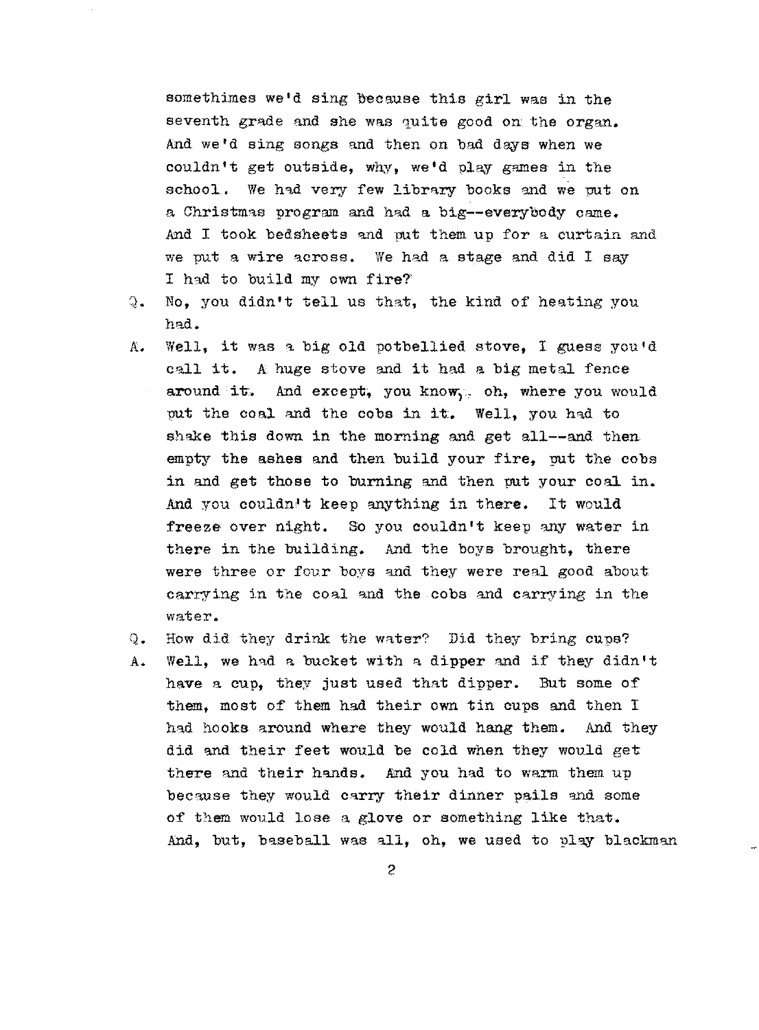somethimes we'd sing because this girl was in the seventh grade and she was quite good on the organ. And we'd sing songs and then on bad days when we couldn't get outside, why, we'd play games in the school. We had very few library books and we put on a Christmas program and had a big--everybody came. And I took bedsheets and put them up for a curtain and we put a wire across. We had a stage and did I say I had to build my own fire?

Q. No, you didn't tell us that, the kind of heating you had.

A. Well, it was a big old potbellied stove, I guess you'd call it. A huge stove and it had a big metal fence around it. And except, you know, oh, where you would put the coal and the cobs in it. Well, you had to shake this down in the morning and get all--and then empty the ashes and then build your fire, put the cobs in and get those to burning and then put your coal in. And you couldn't keep anything in there. It would freeze over night. So you couldn't keep any water in there in the building. And the boys brought, there were three or four boys and they were real good about carrying in the coal and the cobs and carrying in the water.

Q. How did they drink the water? Did they bring cups?

A. Well, we had a bucket with a dipper and if they didn't have a cup, they just used that dipper. But some of them, most of them had their own tin cups and then I had hooks around where they would hang them. And they did and their feet would be cold when they would get there and their hands. And you had to warm them up because they would carry their dinner pails and some of them would lose a glove or something like that. And, but, baseball was all, oh, we used to play blackman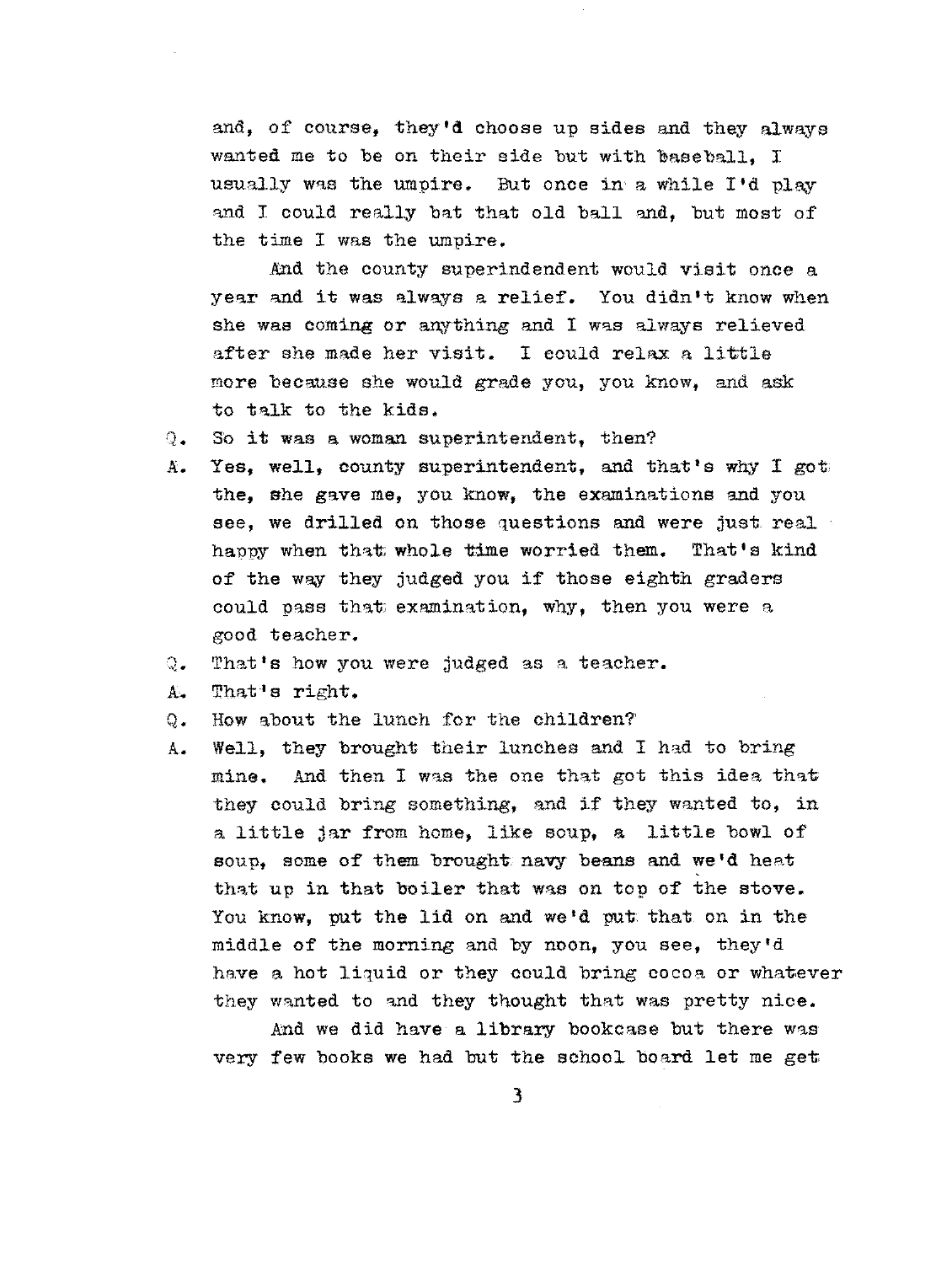and, of course, they'd choose up sides and they always wanted me to be on their side but with baseball, I usually was the umpire. But once in a while I'd play and I could really bat that old ball and, but most of the time I was the umpire.

And the county superindendent would visit once a year and it was always a relief. You didn't know when she was coming or anything and I was always relieved after she made her visit. I could relax a little more because she would grade you, you know, and ask to talk to the kids.

Q. So it was a woman superintendent, then?

A. Yes, well, county superintendent, and that's why I got the, she gave me, you know, the examinations and you see, we drilled on those questions and were just real happy when that whole time worried them. That's kind of the way they judged you if those eighth graders could pass that examination, why, then you were a good teacher.

Q. That's how you were judged as a teacher.

A. That's right.

Q. How about the lunch for the children?

A. Well, they brought their lunches and I had to bring mine. And then I was the one that got this idea that they could bring something, and if they wanted to, in a little jar from home, like soup, a little bowl of soup, some of them brought navy beans and we'd heat that up in that boiler that was on top of the stove. You know, put the lid on and we'd put that on in the middle of the morning and by noon, you see, they'd have a hot liquid or they could bring cocoa or whatever they wanted to and they thought that was pretty nice.

And we did have a library bookcase but there was very few books we had but the school board let me get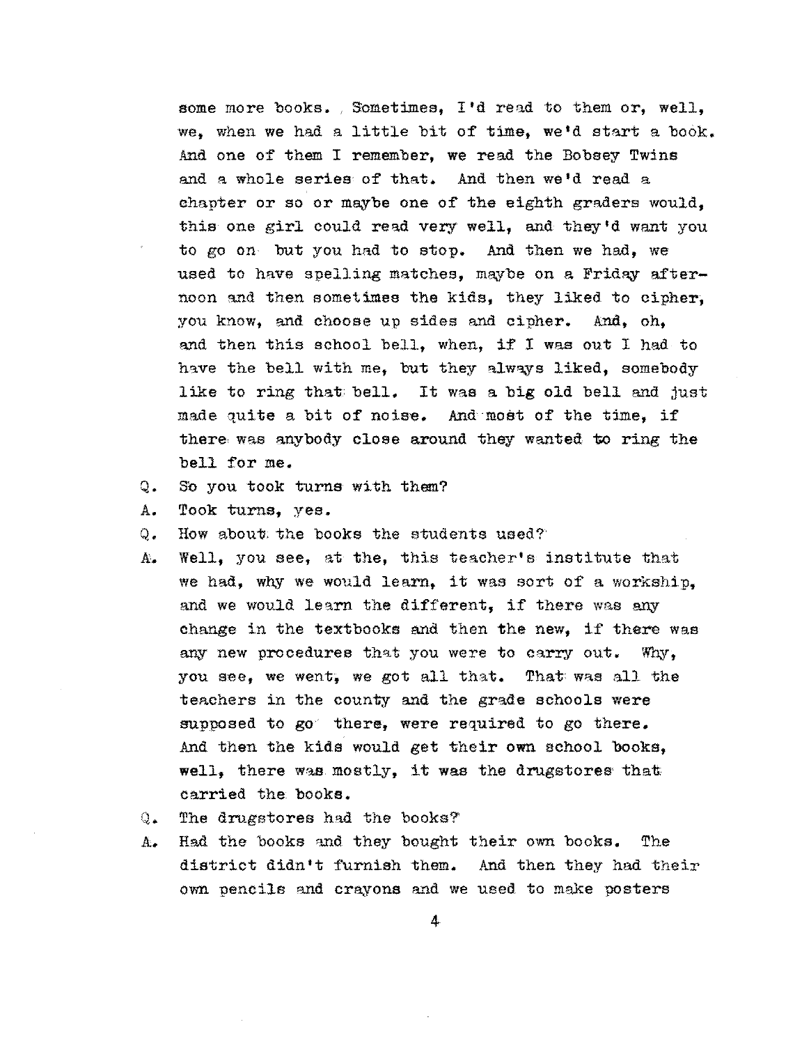some more books. Sometimes, I'd read to them or, well, we, when we had a little bit of time, we'd start a book. And one of them I remember, we read the Bobsey Twins and a whole series of that. And then we'd read a chapter or so or maybe one of the eighth graders would, this one girl could read very well, and they'd want you to go on but you had to stop. And then we had, we used to have spelling matches, maybe on a Friday afternoon and then sometimes the kids, they liked to cipher, you know, and choose up sides and cipher. And, oh, and then this school bell, when, if I was out I had to have the bell with me, but they always liked, somebody like to ring that bell. It was a big old bell and just made quite a bit of noise. And most of the time, if there was anybody close around they wanted to ring the bell for me.

Q. So you took turns with them?

A. Took turns, yes.

Q. How about the books the students used?

A. Well, you see, at the, this teacher's institute that we had, why we would learn, it was sort of a workship, and we would learn the different, if there was any change in the textbooks and then the new, if there was any new procedures that you were to carry out. Why, you see, we went, we got all that. That was all the teachers in the county and the grade schools were supposed to go there, were required to go there. And then the kids would get their own school books, well, there was mostly, it was the drugstores that carried the books.

Q. The drugstores had the books?

A. Had the books and they bought their own books. The district didn't furnish them. And then they had their own pencils and crayons and we used to make posters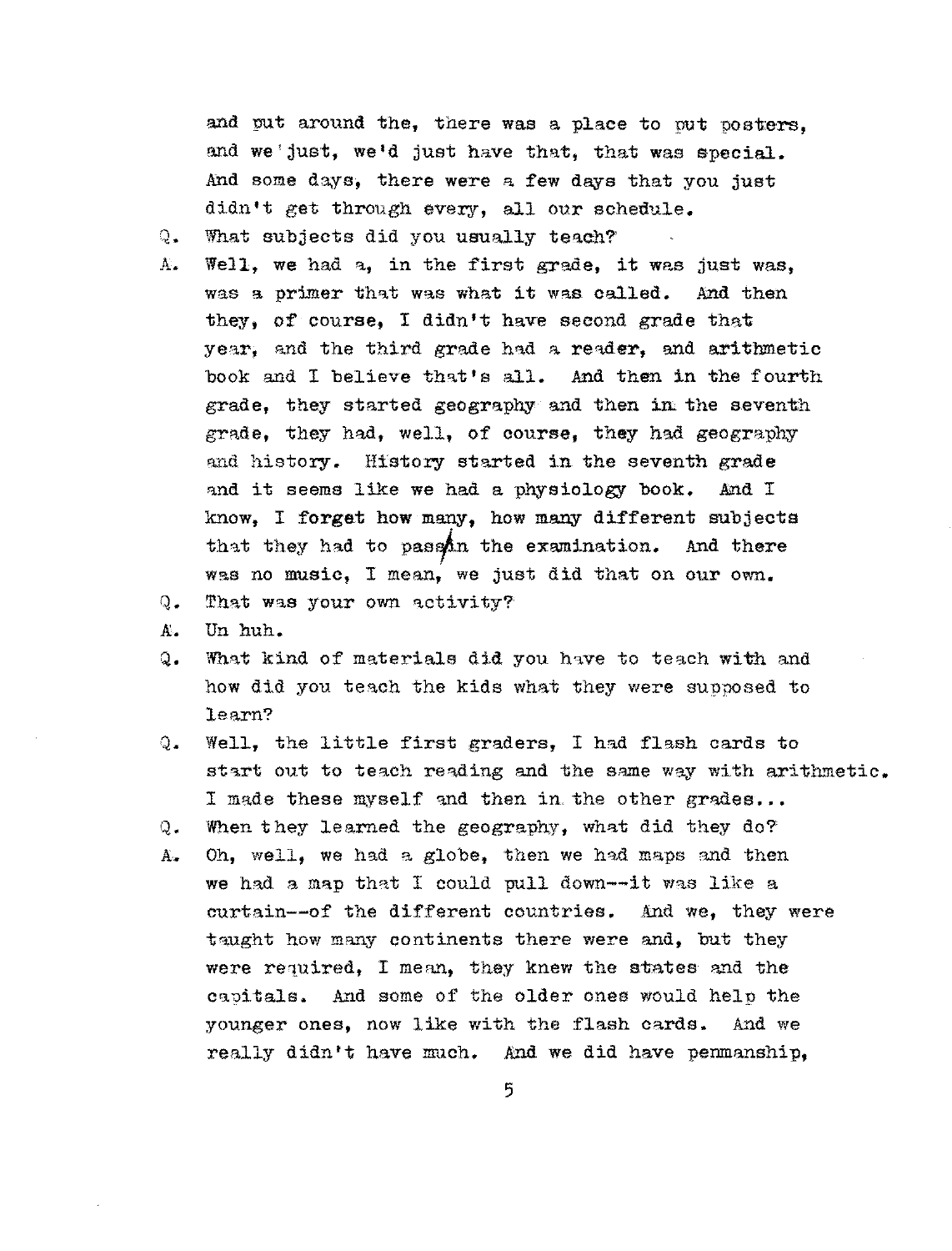and put around the, there was a place to put posters, and we just, we'd just have that, that was special. And some days, there were a few days that you just didn't get through every, all our schedule.

Q. What subjects did you usually teach?

A. Well, we had a, in the first grade, it was just was, was a primer that was what it was called. And then they, of course, I didn't have second grade that year, and the third grade had a reader, and arithmetic book and I believe that's all. And then in the fourth grade, they started geography and then in the seventh grade, they had, well, of course, they had geography and history. History started in the seventh grade and it seems like we had a physiology book. And I know, I forget how many, how many different subjects that they had to pass in the examination. And there was no music, I mean, we just did that on our own.

Q. That was your own activity?

A. Un huh.

Q. What kind of materials did you have to teach with and how did you teach the kids what they were supposed to learn?

Q. Well, the little first graders, I had flash cards to start out to teach reading and the same way with arithmetic. I made these myself and then in the other grades...

Q. When they learned the geography, what did they do?

A. Oh, well, we had a globe, then we had maps and then we had a map that I could pull down--it was like a curtain--of the different countries. And we, they were taught how many continents there were and, but they were required, I mean, they knew the states and the capitals. And some of the older ones would help the younger ones, now like with the flash cards. And we really didn't have much. And we did have penmanship,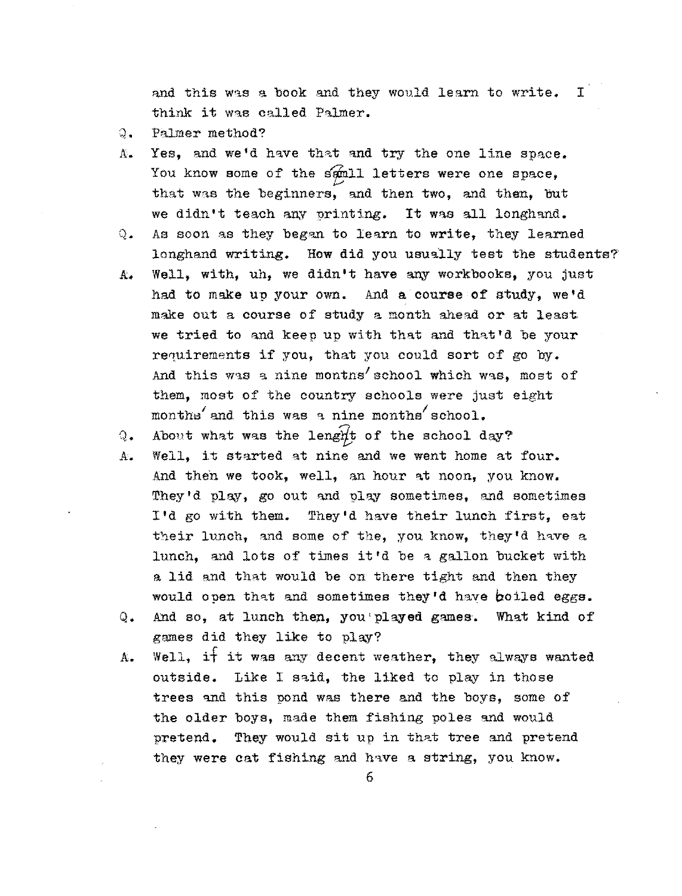and this was a book and they would learn to write. I think it was called Palmer.

Q. Palmer method?

A. Yes, and we'd have that and try the one line space. You know some of the small letters were one space, that was the beginners, and then two, and then, but we didn't teach any printing. It was all longhand.

Q. As soon as they began to learn to write, they learned longhand writing. How did you usually test the students?

A. Well, with, uh, we didn't have any workbooks, you just had to make up your own. And a course of study, we'd make out a course of study a month ahead or at least we tried to and keep up with that and that'd be your requirements if you, that you could sort of go by. And this was a nine months' school which was, most of them, most of the country schools were just eight months' and this was a nine months' school.

Q. About what was the length of the school day?

A. Well, it started at nine and we went home at four. And then we took, well, an hour at noon, you know. They'd play, go out and play sometimes, and sometimes I'd go with them. They'd have their lunch first, eat their lunch, and some of the, you know, they'd have a lunch, and lots of times it'd be a gallon bucket with a lid and that would be on there tight and then they would open that and sometimes they'd have boiled eggs.

Q. And so, at lunch then, you played games. What kind of games did they like to play?

A. Well, if it was any decent weather, they always wanted outside. Like I said, the liked to play in those trees and this pond was there and the boys, some of the older boys, made them fishing poles and would pretend. They would sit up in that tree and pretend they were cat fishing and have a string, you know.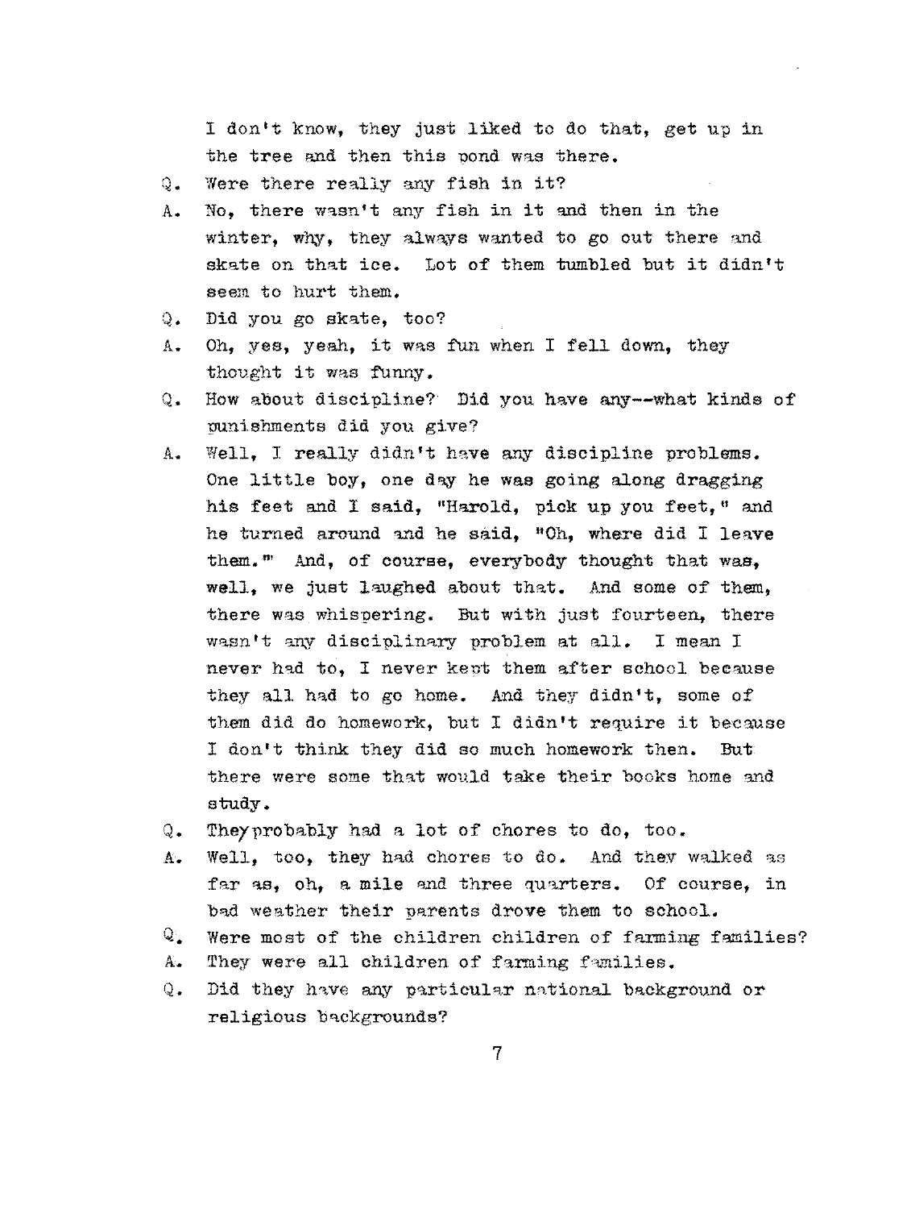I don't know, they just liked to do that, get up in the tree and then this pond was there.

Q. Were there really any fish in it?

A. No, there wasn't any fish in it and then in the winter, why, they always wanted to go out there and skate on that ice. Lot of them tumbled but it didn't seem to hurt them.

Q. Did you go skate, too?

A. Oh, yes, yeah, it was fun when I fell down, they thought it was funny.

Q. How about discipline? Did you have any--what kinds of punishments did you give?

A. Well, I really didn't have any discipline problems. One little boy, one day he was going along dragging his feet and I said, "Harold, pick up you feet," and he turned around and he said, "Oh, where did I leave them." And, of course, everybody thought that was, well, we just laughed about that. And some of them, there was whispering. But with just fourteen, there wasn't any disciplinary problem at all. I mean I never had to, I never kept them after school because they all had to go home. And they didn't, some of them did do homework, but I didn't require it because I don't think they did so much homework then. But there were some that would take their books home and study.

Q. They probably had a lot of chores to do, too.

A. Well, too, they had chores to do. And they walked as far as, oh, a mile and three quarters. Of course, in bad weather their parents drove them to school.

Q. Were most of the children children of farming families?

A. They were all children of farming families.

Q. Did they have any particular national background or religious backgrounds?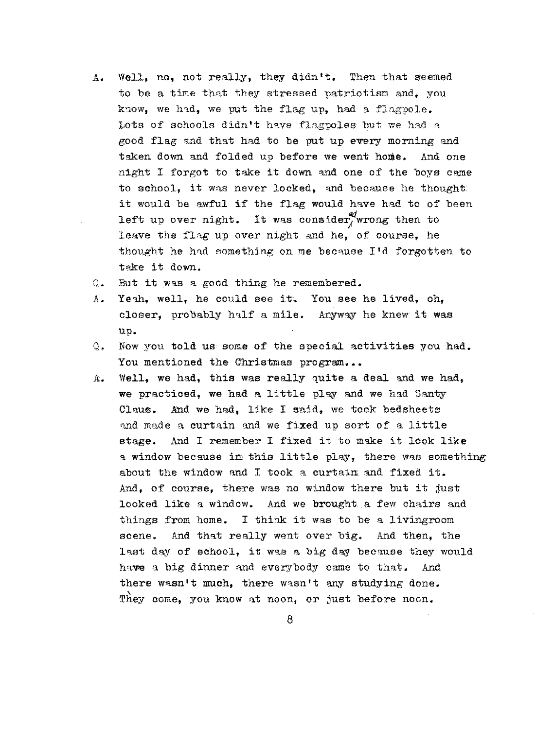A. Well, no, not really, they didn't. Then that seemed to be a time that they stressed patriotism and, you know, we had, we put the flag up, had a flagpole. Lots of schools didn't have flagpoles but we had a good flag and that had to be put up every morning and taken down and folded up before we went home. And one night I forgot to take it down and one of the boys came to school, it was never locked, and because he thought it would be awful if the flag would have had to of been left up over night. It was considered wrong then to leave the flag up over night and he, of course, he thought he had something on me because I'd forgotten to take it down.

Q. But it was a good thing he remembered.

A. Yeah, well, he could see it. You see he lived, oh, closer, probably half a mile. Anyway he knew it was up.

Q. Now you told us some of the special activities you had. You mentioned the Christmas program...

A. Well, we had, this was really quite a deal and we had, we practiced, we had a little play and we had Santy Claus. And we had, like I said, we took bedsheets and made a curtain and we fixed up sort of a little stage. And I remember I fixed it to make it look like a window because in this little play, there was something about the window and I took a curtain and fixed it. And, of course, there was no window there but it just looked like a window. And we brought a few chairs and things from home. I think it was to be a livingroom scene. And that really went over big. And then, the last day of school, it was a big day because they would have a big dinner and everybody came to that. And there wasn't much, there wasn't any studying done. They come, you know at noon, or just before noon.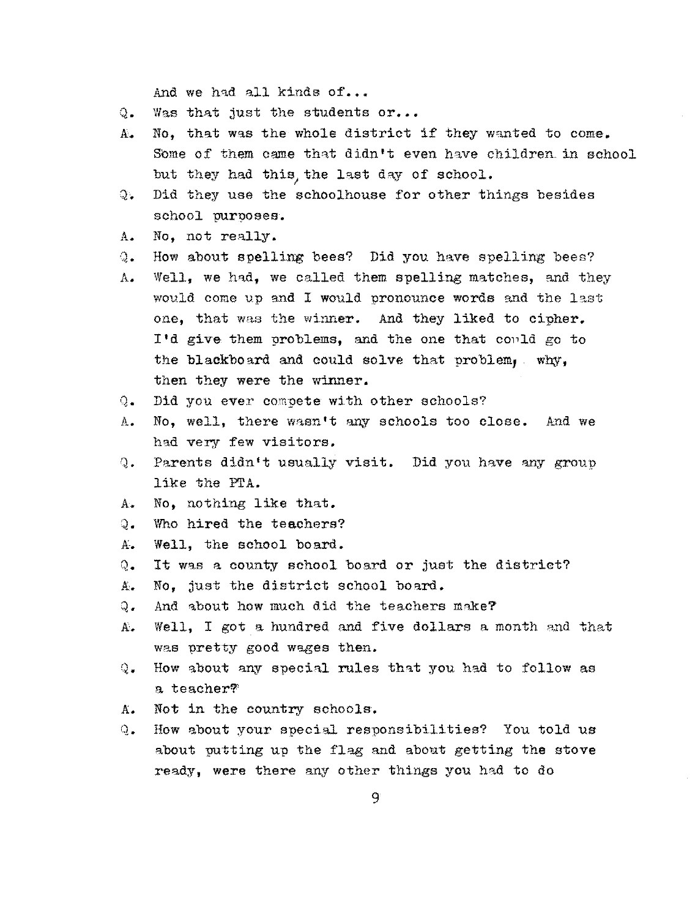And we had all kinds of...

Q. Was that just the students or...

A. No, that was the whole district if they wanted to come. Some of them came that didn't even have children in school but they had this, the last day of school.

Q. Did they use the schoolhouse for other things besides school purposes.

A. No, not really.

Q. How about spelling bees? Did you have spelling bees?

A. Well, we had, we called them spelling matches, and they would come up and I would pronounce words and the last one, that was the winner. And they liked to cipher. I'd give them problems, and the one that could go to the blackboard and could solve that problem, why, then they were the winner.

Q. Did you ever compete with other schools?

A. No, well, there wasn't any schools too close. And we had very few visitors.

Q. Parents didn't usually visit. Did you have any group like the PTA.

A. No, nothing like that.

Q. Who hired the teachers?

A. Well, the school board.

Q. It was a county school board or just the district?

A. No, just the district school board.

Q. And about how much did the teachers make?

A. Well, I got a hundred and five dollars a month and that was pretty good wages then.

Q. How about any special rules that you had to follow as a teacher?

A. Not in the country schools.

Q. How about your special responsibilities? You told us about putting up the flag and about getting the stove ready, were there any other things you had to do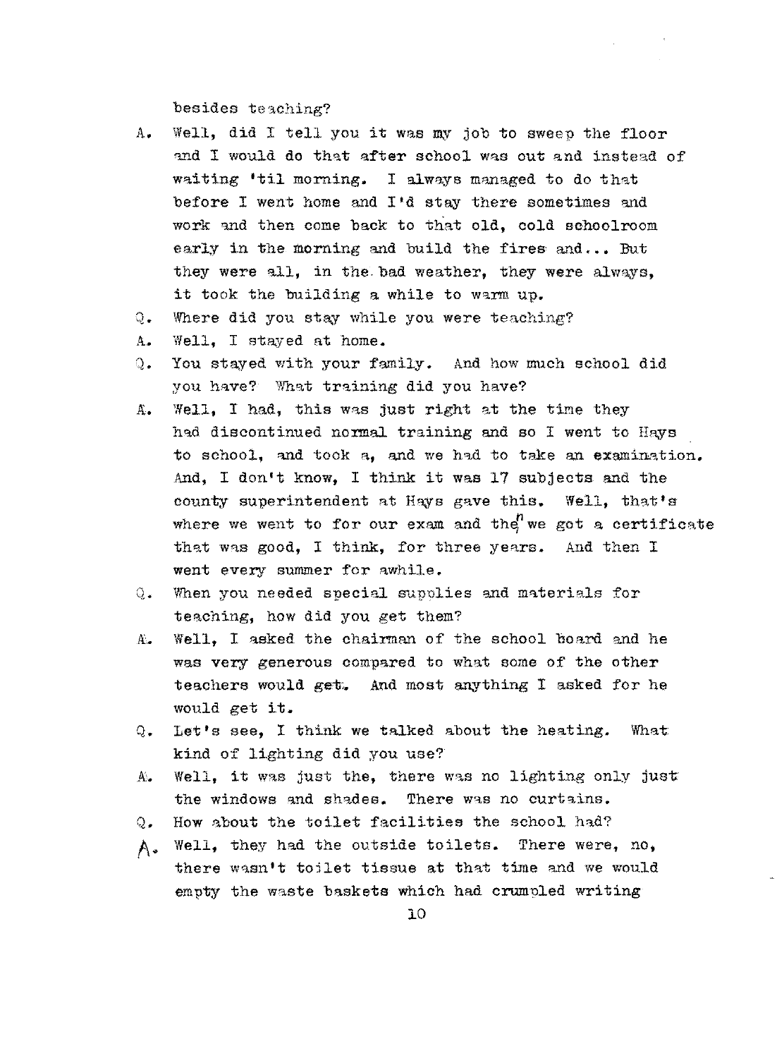besides teaching?

A. Well, did I tell you it was my job to sweep the floor and I would do that after school was out and instead of waiting 'til morning. I always managed to do that before I went home and I'd stay there sometimes and work and then come back to that old, cold schoolroom early in the morning and build the fires and... But they were all, in the bad weather, they were always, it took the building a while to warm up.

Q. Where did you stay while you were teaching?

A. Well, I stayed at home.

Q. You stayed with your family. And how much school did you have? What training did you have?

A. Well, I had, this was just right at the time they had discontinued normal training and so I went to Hays to school, and took a, and we had to take an examination. And, I don't know, I think it was 17 subjects and the county superintendent at Hays gave this. Well, that's where we went to for our exam and then we got a certificate that was good, I think, for three years. And then I went every summer for awhile.

Q. When you needed special supplies and materials for teaching, how did you get them?

A. Well, I asked the chairman of the school board and he was very generous compared to what some of the other teachers would get. And most anything I asked for he would get it.

Q. Let's see, I think we talked about the heating. What kind of lighting did you use?

A. Well, it was just the, there was no lighting only just the windows and shades. There was no curtains.

Q. How about the toilet facilities the school had?

A. Well, they had the outside toilets. There were, no, there wasn't toilet tissue at that time and we would empty the waste baskets which had crumpled writing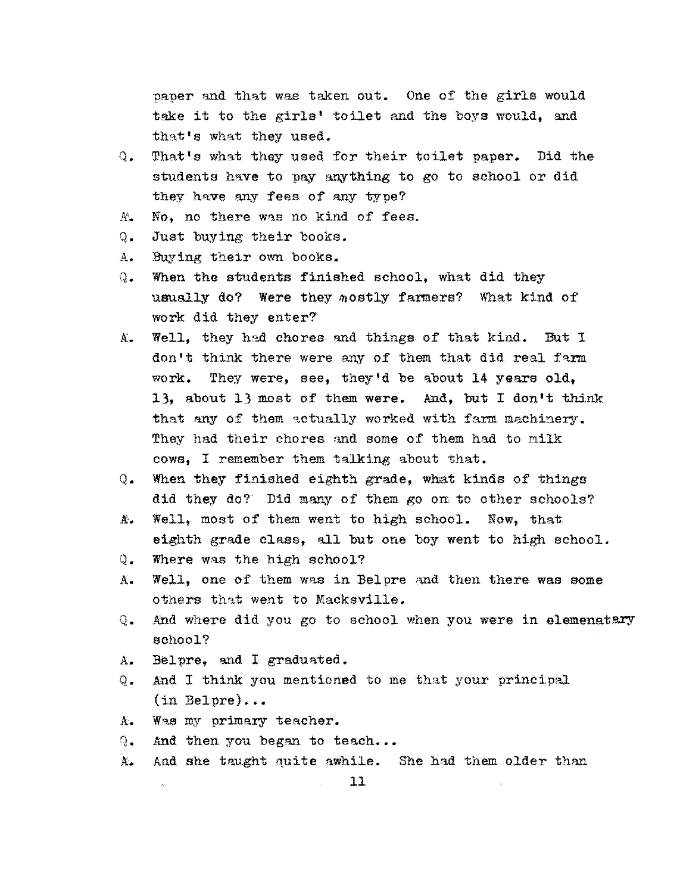paper and that was taken out. One of the girls would take it to the girls' toilet and the boys would, and that's what they used.

Q. That's what they used for their toilet paper. Did the students have to pay anything to go to school or did they have any fees of any type?

A. No, no there was no kind of fees.

Q. Just buying their books.

A. Buying their own books.

Q. When the students finished school, what did they usually do? Were they mostly farmers? What kind of work did they enter?

A. Well, they had chores and things of that kind. But I don't think there were any of them that did real farm work. They were, see, they'd be about 14 years old, 13, about 13 most of them were. And, but I don't think that any of them actually worked with farm machinery. They had their chores and some of them had to milk cows, I remember them talking about that.

Q. When they finished eighth grade, what kinds of things did they do? Did many of them go on to other schools?

A. Well, most of them went to high school. Now, that eighth grade class, all but one boy went to high school.

Q. Where was the high school?

A. Well, one of them was in Belpre and then there was some others that went to Macksville.

Q. And where did you go to school when you were in elemenatary school?

A. Belpre, and I graduated.

Q. And I think you mentioned to me that your principal (in Belpre)...

A. Was my primary teacher.

Q. And then you began to teach...

A. And she taught quite awhile. She had them older than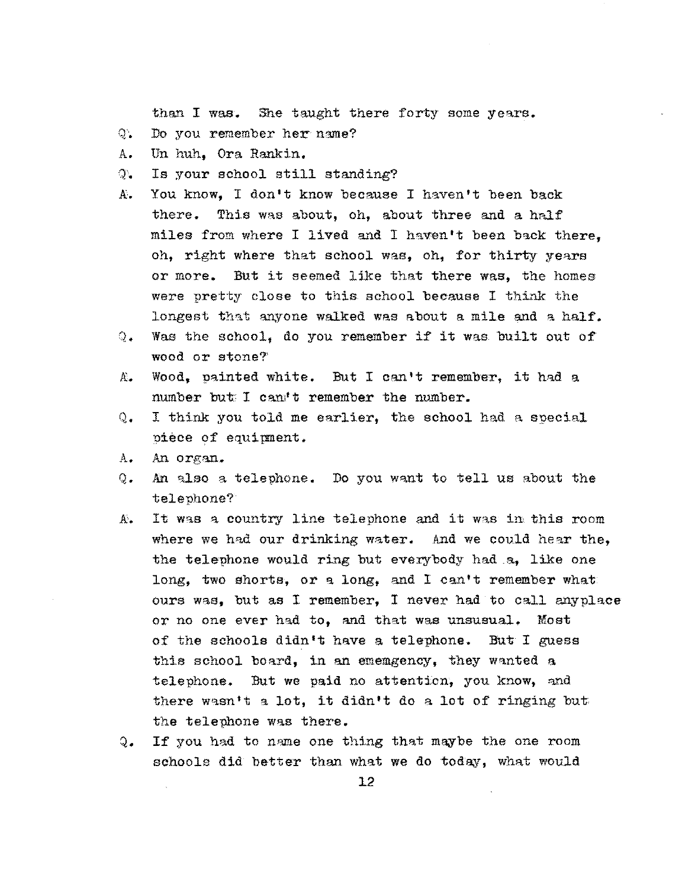than I was. She taught there forty some years.

Q. Do you remember her name?

A. Un huh, Ora Rankin.

Q. Is your school still standing?

A. You know, I don't know because I haven't been back there. This was about, oh, about three and a half miles from where I lived and I haven't been back there, oh, right where that school was, oh, for thirty years or more. But it seemed like that there was, the homes were pretty close to this school because I think the longest that anyone walked was about a mile and a half.

Q. Was the school, do you remember if it was built out of wood or stone?

A. Wood, painted white. But I can't remember, it had a number but I can't remember the number.

Q. I think you told me earlier, the school had a special piece of equipment.

A. An organ.

Q. An also a telephone. Do you want to tell us about the telephone?

A. It was a country line telephone and it was in this room where we had our drinking water. And we could hear the, the telephone would ring but everybody had a, like one long, two shorts, or a long, and I can't remember what ours was, but as I remember, I never had to call anyplace or no one ever had to, and that was unsusual. Most of the schools didn't have a telephone. But I guess this school board, in an ememgency, they wanted a telephone. But we paid no attention, you know, and there wasn't a lot, it didn't do a lot of ringing but the telephone was there.

Q. If you had to name one thing that maybe the one room schools did better than what we do today, what would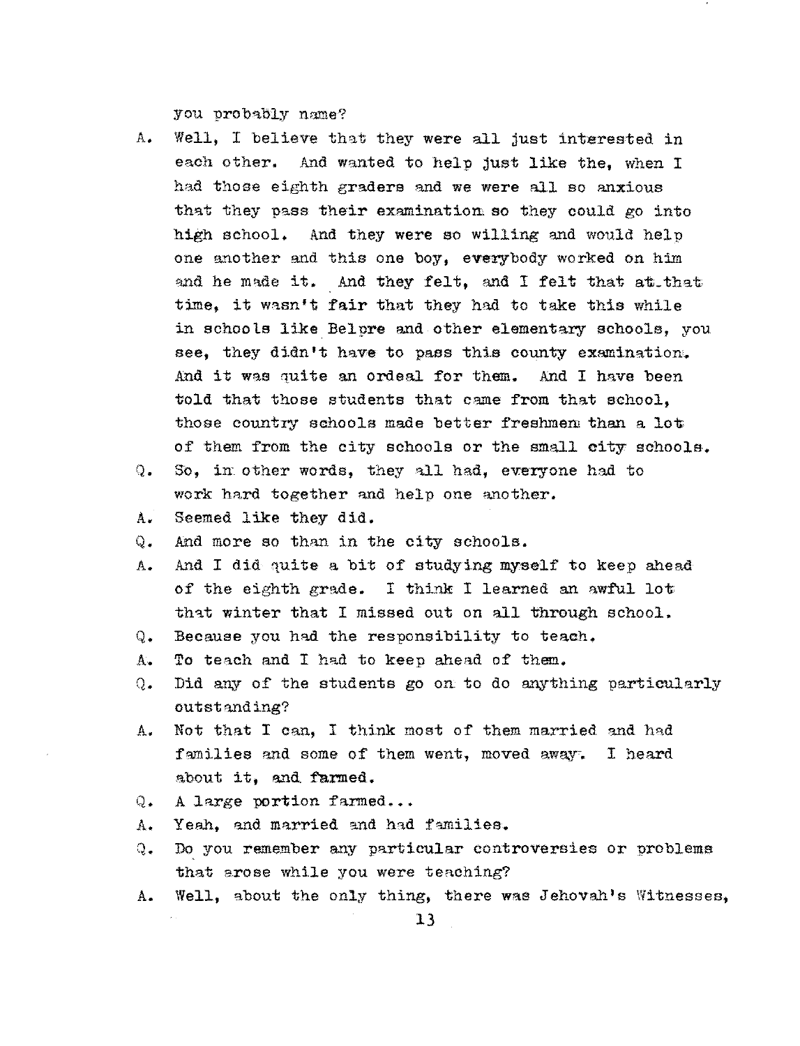you probably name?

A. Well, I believe that they were all just interested in each other. And wanted to help just like the, when I had those eighth graders and we were all so anxious that they pass their examination so they could go into high school. And they were so willing and would help one another and this one boy, everybody worked on him and he made it. And they felt, and I felt that at that time, it wasn't fair that they had to take this while in schools like Belpre and other elementary schools, you see, they didn't have to pass this county examination. And it was quite an ordeal for them. And I have been told that those students that came from that school, those country schools made better freshmen than a lot of them from the city schools or the small city schools.

Q. So, in other words, they all had, everyone had to work hard together and help one another.

A. Seemed like they did.

Q. And more so than in the city schools.

A. And I did quite a bit of studying myself to keep ahead of the eighth grade. I think I learned an awful lot that winter that I missed out on all through school.

Q. Because you had the responsibility to teach.

A. To teach and I had to keep ahead of them.

Q. Did any of the students go on to do anything particularly outstanding?

A. Not that I can, I think most of them married and had families and some of them went, moved away. I heard about it, and farmed.

Q. A large portion farmed...

A. Yeah, and married and had families.

Q. Do you remember any particular controversies or problems that arose while you were teaching?

A. Well, about the only thing, there was Jehovah's Witnesses,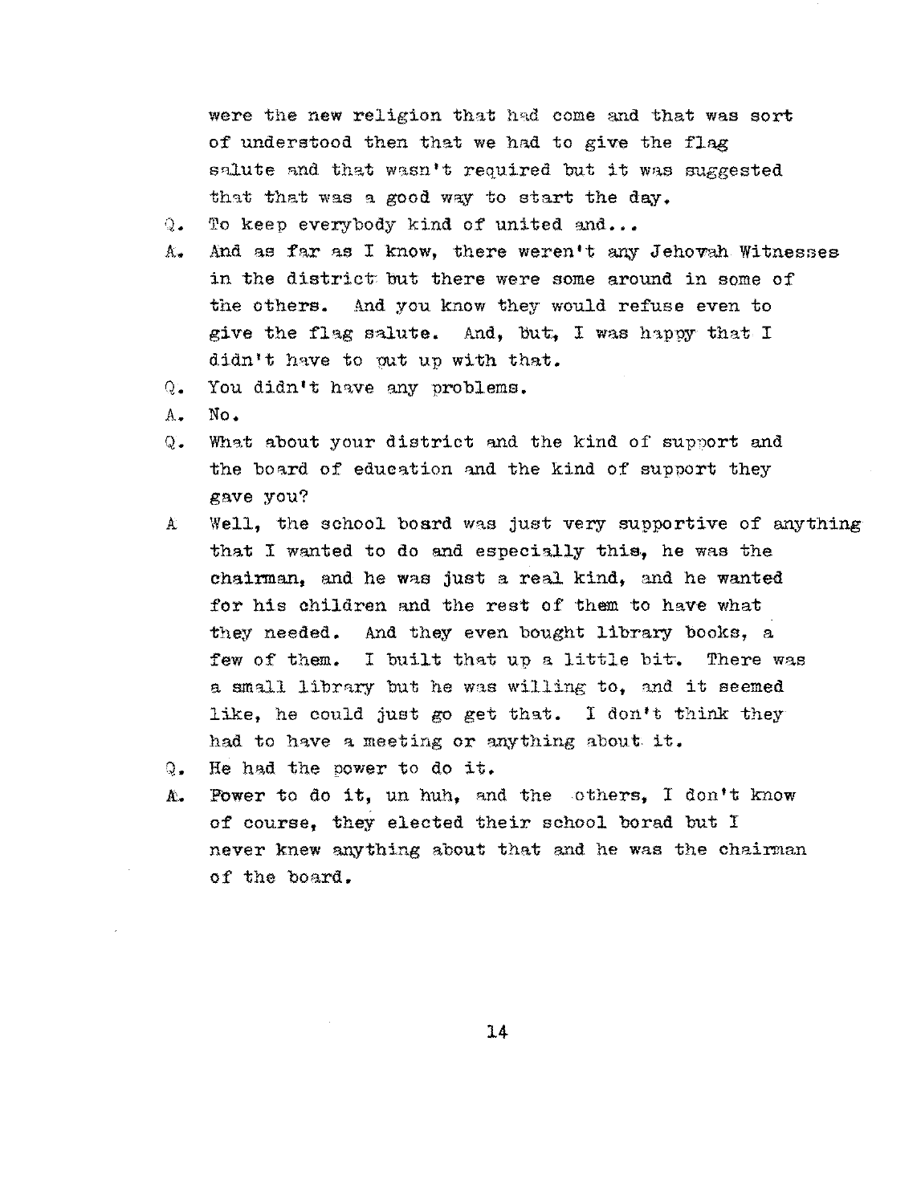were the new religion that had come and that was sort of understood then that we had to give the flag salute and that wasn't required but it was suggested that that was a good way to start the day.

Q. To keep everybody kind of united and...

A. And as far as I know, there weren't any Jehovah Witnesses in the district but there were some around in some of the others. And you know they would refuse even to give the flag salute. And, but, I was happy that I didn't have to put up with that.

Q. You didn't have any problems.

A. No.

Q. What about your district and the kind of support and the board of education and the kind of support they gave you?

A Well, the school board was just very supportive of anything that I wanted to do and especially this, he was the chairman, and he was just a real kind, and he wanted for his children and the rest of them to have what they needed. And they even bought library books, a few of them. I built that up a little bit. There was a small library but he was willing to, and it seemed like, he could just go get that. I don't think they had to have a meeting or anything about it.

Q. He had the power to do it.

A. Power to do it, un huh, and the others, I don't know of course, they elected their school borad but I never knew anything about that and he was the chairman of the board.